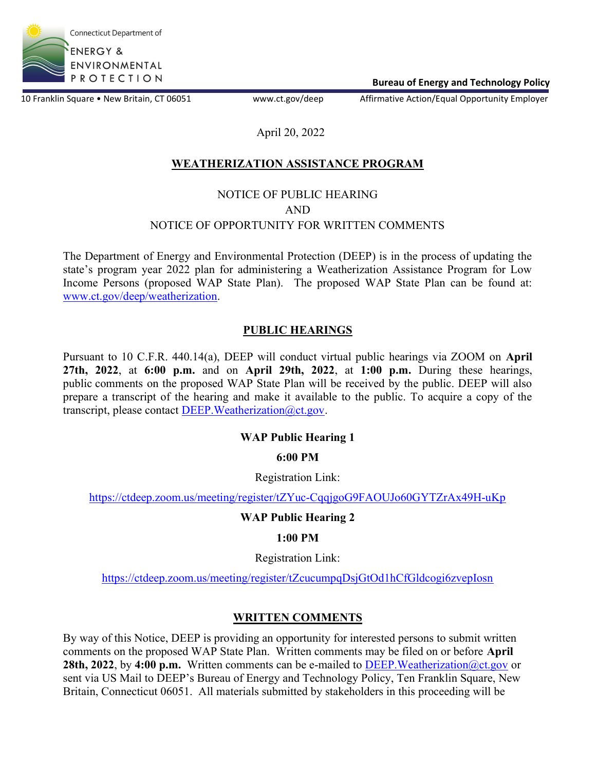Connecticut Department of
ENERGY & ENVIRONMENTAL PROTECTION

**Bureau of Energy and Technology Policy**

10 Franklin Square • New Britain, CT 06051 www.ct.gov/deep Affirmative Action/Equal Opportunity Employer

April 20, 2022

# WEATHERIZATION ASSISTANCE PROGRAM

NOTICE OF PUBLIC HEARING
AND
NOTICE OF OPPORTUNITY FOR WRITTEN COMMENTS

The Department of Energy and Environmental Protection (DEEP) is in the process of updating the state's program year 2022 plan for administering a Weatherization Assistance Program for Low Income Persons (proposed WAP State Plan). The proposed WAP State Plan can be found at: www.ct.gov/deep/weatherization.

## PUBLIC HEARINGS

Pursuant to 10 C.F.R. 440.14(a), DEEP will conduct virtual public hearings via ZOOM on **April 27th, 2022**, at **6:00 p.m.** and on **April 29th, 2022**, at **1:00 p.m.** During these hearings, public comments on the proposed WAP State Plan will be received by the public. DEEP will also prepare a transcript of the hearing and make it available to the public. To acquire a copy of the transcript, please contact DEEP.Weatherization@ct.gov.

**WAP Public Hearing 1**

**6:00 PM**

Registration Link:

https://ctdeep.zoom.us/meeting/register/tZYuc-CqqjgoG9FAOUJo60GYTZrAx49H-uKp

**WAP Public Hearing 2**

**1:00 PM**

Registration Link:

https://ctdeep.zoom.us/meeting/register/tZcucumpqDsjGtOd1hCfGldcogi6zvepIosn

## WRITTEN COMMENTS

By way of this Notice, DEEP is providing an opportunity for interested persons to submit written comments on the proposed WAP State Plan. Written comments may be filed on or before **April 28th, 2022**, by **4:00 p.m.** Written comments can be e-mailed to DEEP.Weatherization@ct.gov or sent via US Mail to DEEP's Bureau of Energy and Technology Policy, Ten Franklin Square, New Britain, Connecticut 06051. All materials submitted by stakeholders in this proceeding will be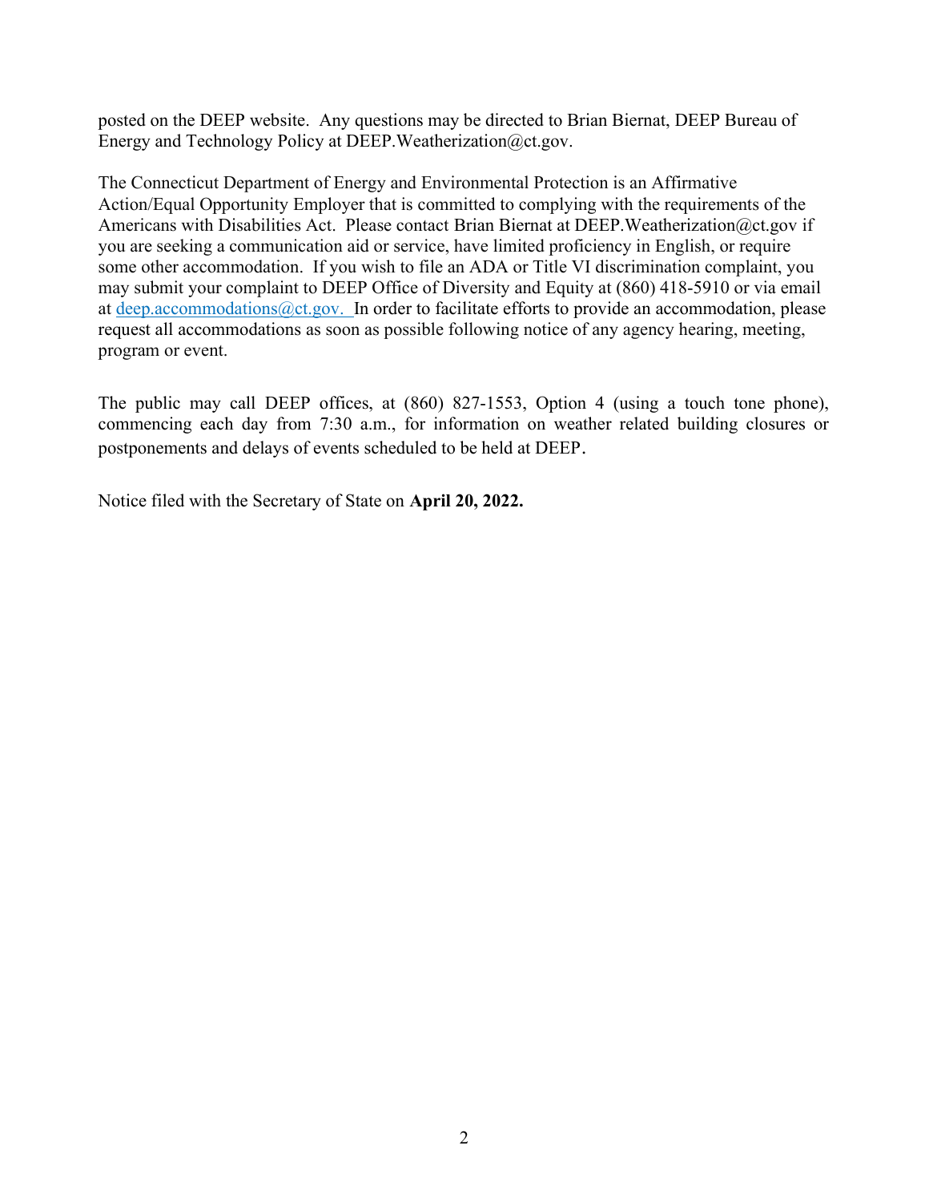posted on the DEEP website. Any questions may be directed to Brian Biernat, DEEP Bureau of Energy and Technology Policy at DEEP.Weatherization@ct.gov.

The Connecticut Department of Energy and Environmental Protection is an Affirmative Action/Equal Opportunity Employer that is committed to complying with the requirements of the Americans with Disabilities Act. Please contact Brian Biernat at DEEP.Weatherization@ct.gov if you are seeking a communication aid or service, have limited proficiency in English, or require some other accommodation. If you wish to file an ADA or Title VI discrimination complaint, you may submit your complaint to DEEP Office of Diversity and Equity at (860) 418-5910 or via email at deep.accommodations@ct.gov. In order to facilitate efforts to provide an accommodation, please request all accommodations as soon as possible following notice of any agency hearing, meeting, program or event.

The public may call DEEP offices, at (860) 827-1553, Option 4 (using a touch tone phone), commencing each day from 7:30 a.m., for information on weather related building closures or postponements and delays of events scheduled to be held at DEEP.

Notice filed with the Secretary of State on **April 20, 2022.**